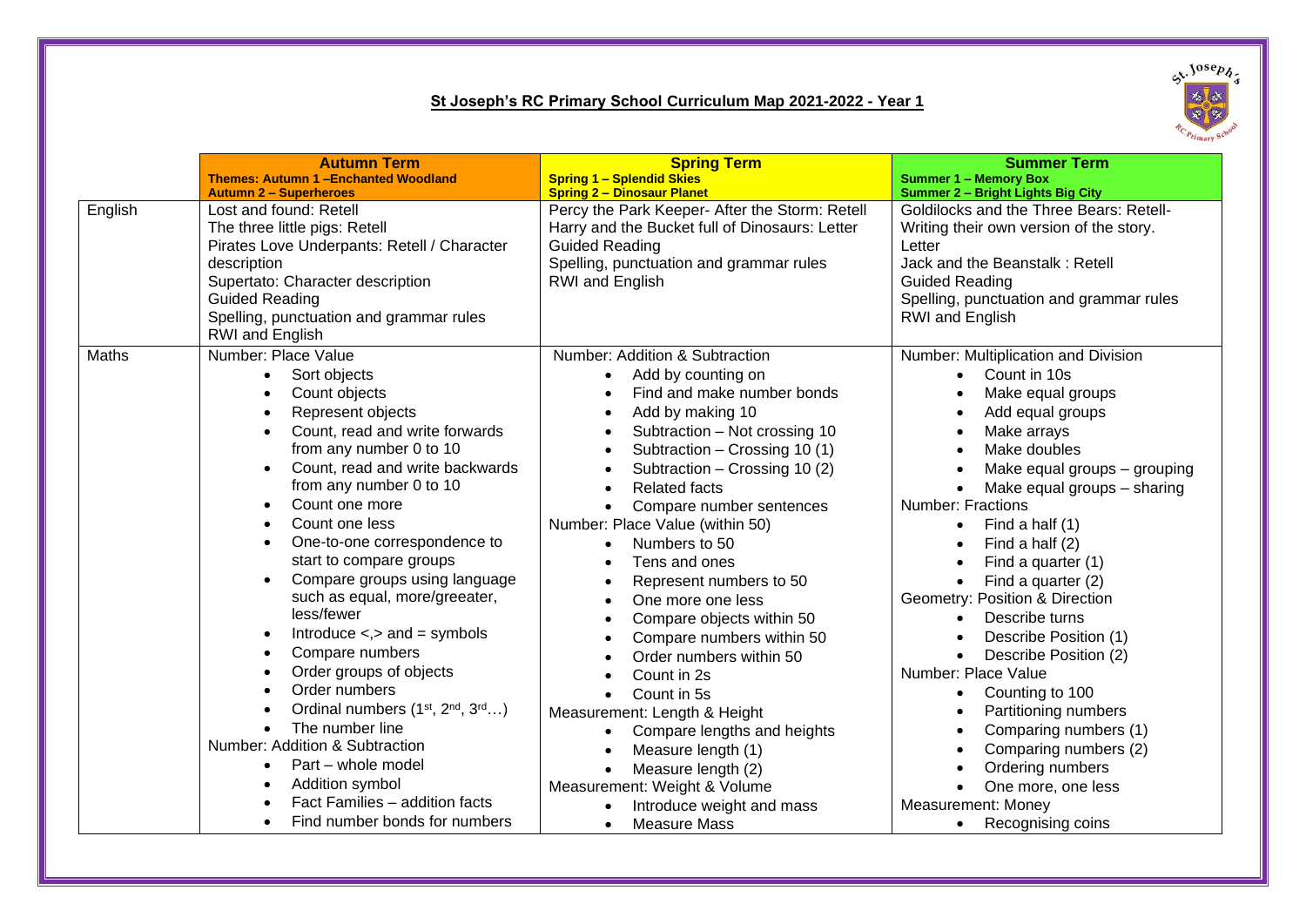# St Joseph's RC Primary School Curriculum Map 2021-2022 - Year 1

| | **Autumn Term**<br>**Themes: Autumn 1 –Enchanted Woodland**<br>**Autumn 2 – Superheroes** | **Spring Term**<br>**Spring 1 – Splendid Skies**<br>**Spring 2 – Dinosaur Planet** | **Summer Term**<br>**Summer 1 – Memory Box**<br>**Summer 2 – Bright Lights Big City** |
|---|---|---|---|
| English | Lost and found: Retell<br>The three little pigs: Retell<br>Pirates Love Underpants: Retell / Character description<br>Supertato: Character description<br>Guided Reading<br>Spelling, punctuation and grammar rules<br>RWI and English | Percy the Park Keeper- After the Storm: Retell<br>Harry and the Bucket full of Dinosaurs: Letter<br>Guided Reading<br>Spelling, punctuation and grammar rules<br>RWI and English | Goldilocks and the Three Bears: Retell-<br>Writing their own version of the story.<br>Letter<br>Jack and the Beanstalk : Retell<br>Guided Reading<br>Spelling, punctuation and grammar rules<br>RWI and English |
| Maths | Number: Place Value<br>• Sort objects<br>• Count objects<br>• Represent objects<br>• Count, read and write forwards from any number 0 to 10<br>• Count, read and write backwards from any number 0 to 10<br>• Count one more<br>• Count one less<br>• One-to-one correspondence to start to compare groups<br>• Compare groups using language such as equal, more/greeater, less/fewer<br>• Introduce <,> and = symbols<br>• Compare numbers<br>• Order groups of objects<br>• Order numbers<br>• Ordinal numbers (1st, 2nd, 3rd…)<br>• The number line<br>Number: Addition & Subtraction<br>• Part – whole model<br>• Addition symbol<br>• Fact Families – addition facts<br>• Find number bonds for numbers | Number: Addition & Subtraction<br>• Add by counting on<br>• Find and make number bonds<br>• Add by making 10<br>• Subtraction – Not crossing 10<br>• Subtraction – Crossing 10 (1)<br>• Subtraction – Crossing 10 (2)<br>• Related facts<br>• Compare number sentences<br>Number: Place Value (within 50)<br>• Numbers to 50<br>• Tens and ones<br>• Represent numbers to 50<br>• One more one less<br>• Compare objects within 50<br>• Compare numbers within 50<br>• Order numbers within 50<br>• Count in 2s<br>• Count in 5s<br>Measurement: Length & Height<br>• Compare lengths and heights<br>• Measure length (1)<br>• Measure length (2)<br>Measurement: Weight & Volume<br>• Introduce weight and mass<br>• Measure Mass | Number: Multiplication and Division<br>• Count in 10s<br>• Make equal groups<br>• Add equal groups<br>• Make arrays<br>• Make doubles<br>• Make equal groups – grouping<br>• Make equal groups – sharing<br>Number: Fractions<br>• Find a half (1)<br>• Find a half (2)<br>• Find a quarter (1)<br>• Find a quarter (2)<br>Geometry: Position & Direction<br>• Describe turns<br>• Describe Position (1)<br>• Describe Position (2)<br>Number: Place Value<br>• Counting to 100<br>• Partitioning numbers<br>• Comparing numbers (1)<br>• Comparing numbers (2)<br>• Ordering numbers<br>• One more, one less<br>Measurement: Money<br>• Recognising coins |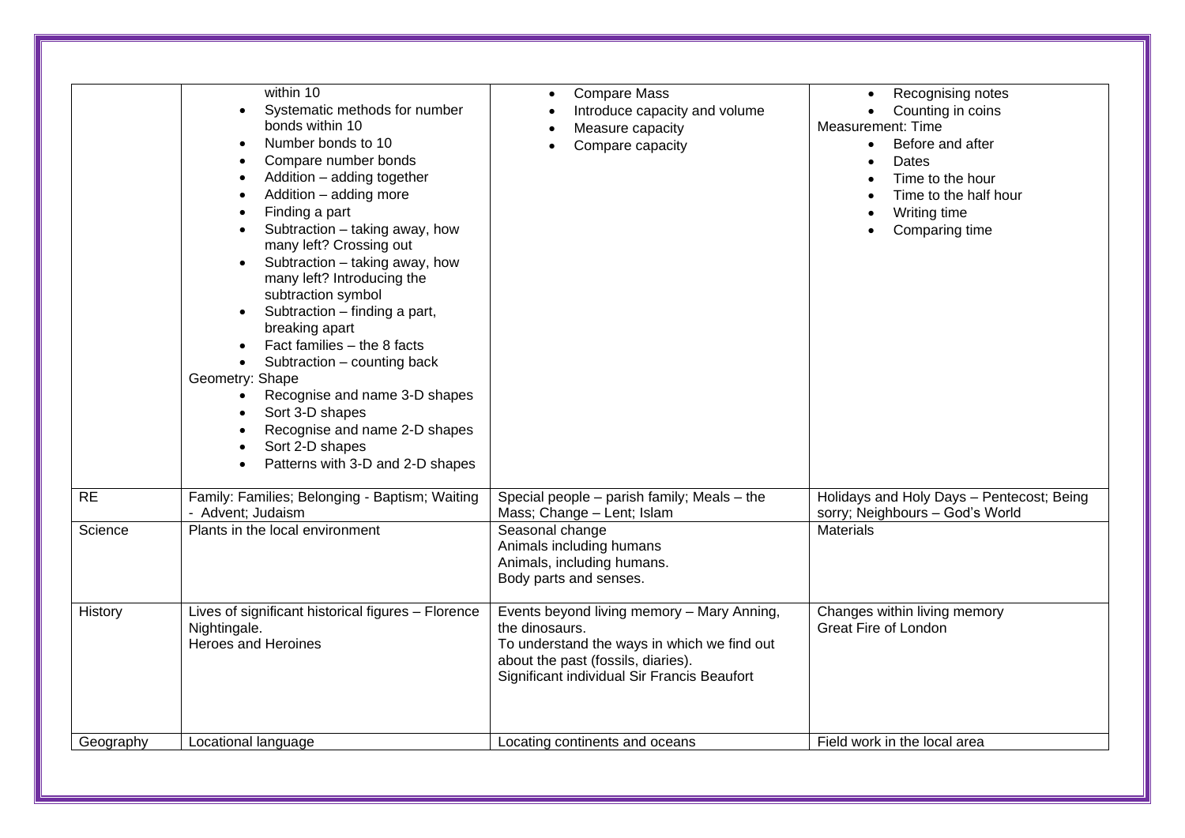| | | | |
|---|---|---|---|
| | within 10<br>• Systematic methods for number bonds within 10<br>• Number bonds to 10<br>• Compare number bonds<br>• Addition – adding together<br>• Addition – adding more<br>• Finding a part<br>• Subtraction – taking away, how many left? Crossing out<br>• Subtraction – taking away, how many left? Introducing the subtraction symbol<br>• Subtraction – finding a part, breaking apart<br>• Fact families – the 8 facts<br>• Subtraction – counting back<br>Geometry: Shape<br>• Recognise and name 3-D shapes<br>• Sort 3-D shapes<br>• Recognise and name 2-D shapes<br>• Sort 2-D shapes<br>• Patterns with 3-D and 2-D shapes | • Compare Mass<br>• Introduce capacity and volume<br>• Measure capacity<br>• Compare capacity | • Recognising notes<br>• Counting in coins<br>Measurement: Time<br>• Before and after<br>• Dates<br>• Time to the hour<br>• Time to the half hour<br>• Writing time<br>• Comparing time |
| RE | Family: Families; Belonging - Baptism; Waiting - Advent; Judaism | Special people – parish family; Meals – the Mass; Change – Lent; Islam | Holidays and Holy Days – Pentecost; Being sorry; Neighbours – God's World |
| Science | Plants in the local environment | Seasonal change<br>Animals including humans<br>Animals, including humans.<br>Body parts and senses. | Materials |
| History | Lives of significant historical figures – Florence Nightingale.<br>Heroes and Heroines | Events beyond living memory – Mary Anning, the dinosaurs.<br>To understand the ways in which we find out about the past (fossils, diaries).<br>Significant individual Sir Francis Beaufort | Changes within living memory<br>Great Fire of London |
| Geography | Locational language | Locating continents and oceans | Field work in the local area |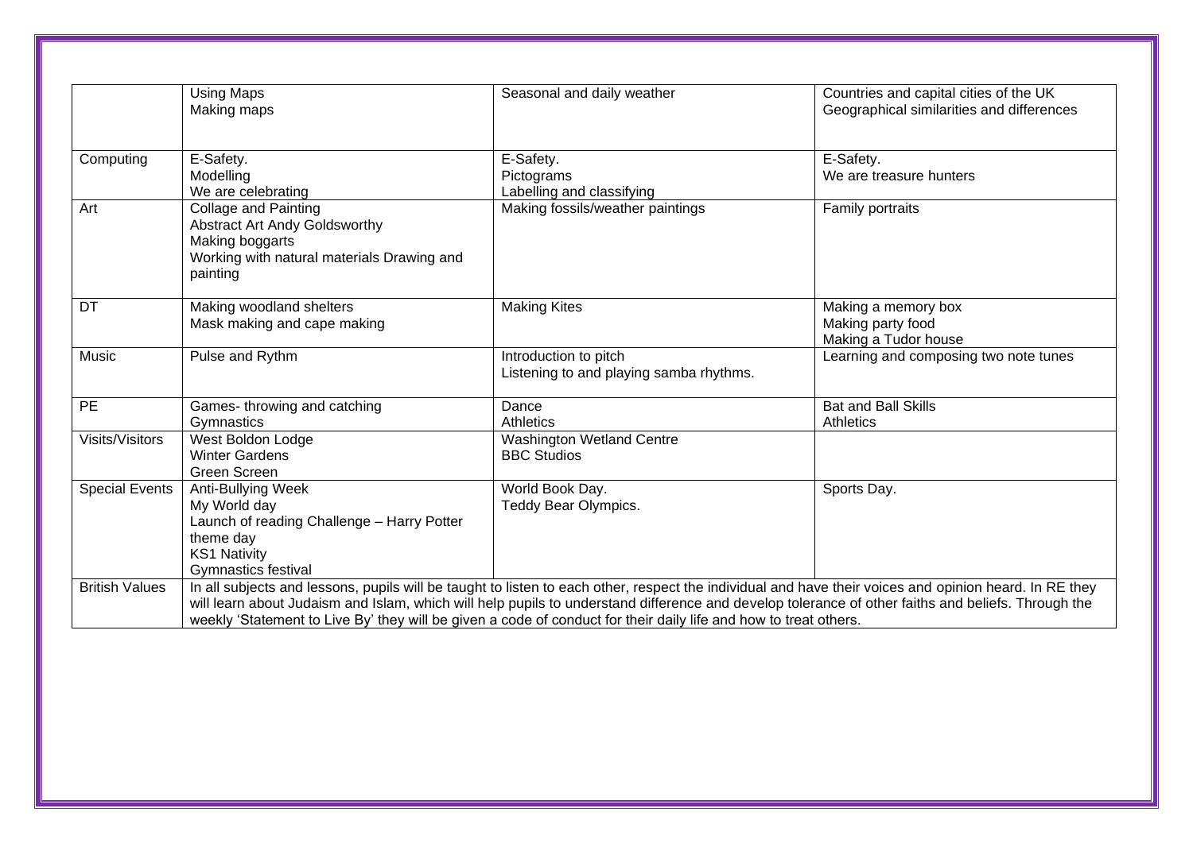| | | | |
|---|---|---|---|
| | Using Maps<br>Making maps | Seasonal and daily weather | Countries and capital cities of the UK<br>Geographical similarities and differences |
| Computing | E-Safety.<br>Modelling<br>We are celebrating | E-Safety.<br>Pictograms<br>Labelling and classifying | E-Safety.<br>We are treasure hunters |
| Art | Collage and Painting<br>Abstract Art Andy Goldsworthy<br>Making boggarts<br>Working with natural materials Drawing and painting | Making fossils/weather paintings | Family portraits |
| DT | Making woodland shelters<br>Mask making and cape making | Making Kites | Making a memory box<br>Making party food<br>Making a Tudor house |
| Music | Pulse and Rythm | Introduction to pitch<br>Listening to and playing samba rhythms. | Learning and composing two note tunes |
| PE | Games- throwing and catching<br>Gymnastics | Dance<br>Athletics | Bat and Ball Skills<br>Athletics |
| Visits/Visitors | West Boldon Lodge<br>Winter Gardens<br>Green Screen | Washington Wetland Centre<br>BBC Studios | |
| Special Events | Anti-Bullying Week<br>My World day<br>Launch of reading Challenge – Harry Potter theme day<br>KS1 Nativity<br>Gymnastics festival | World Book Day.<br>Teddy Bear Olympics. | Sports Day. |
| British Values | In all subjects and lessons, pupils will be taught to listen to each other, respect the individual and have their voices and opinion heard. In RE they will learn about Judaism and Islam, which will help pupils to understand difference and develop tolerance of other faiths and beliefs. Through the weekly 'Statement to Live By' they will be given a code of conduct for their daily life and how to treat others. | | |